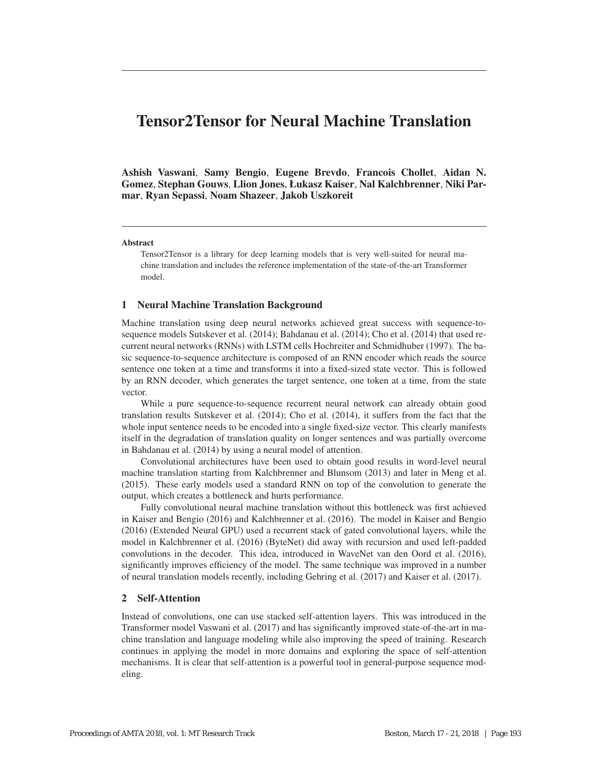# Tensor2Tensor for Neural Machine Translation

**Ashish Vaswani**, **Samy Bengio**, **Eugene Brevdo**, **Francois Chollet**, **Aidan N. Gomez**, **Stephan Gouws**, **Llion Jones**, **Łukasz Kaiser**, **Nal Kalchbrenner**, **Niki Parmar**, **Ryan Sepassi**, **Noam Shazeer**, **Jakob Uszkoreit**

**Abstract**

Tensor2Tensor is a library for deep learning models that is very well-suited for neural machine translation and includes the reference implementation of the state-of-the-art Transformer model.

## 1 Neural Machine Translation Background

Machine translation using deep neural networks achieved great success with sequence-to-sequence models Sutskever et al. (2014); Bahdanau et al. (2014); Cho et al. (2014) that used recurrent neural networks (RNNs) with LSTM cells Hochreiter and Schmidhuber (1997). The basic sequence-to-sequence architecture is composed of an RNN encoder which reads the source sentence one token at a time and transforms it into a fixed-sized state vector. This is followed by an RNN decoder, which generates the target sentence, one token at a time, from the state vector.

While a pure sequence-to-sequence recurrent neural network can already obtain good translation results Sutskever et al. (2014); Cho et al. (2014), it suffers from the fact that the whole input sentence needs to be encoded into a single fixed-size vector. This clearly manifests itself in the degradation of translation quality on longer sentences and was partially overcome in Bahdanau et al. (2014) by using a neural model of attention.

Convolutional architectures have been used to obtain good results in word-level neural machine translation starting from Kalchbrenner and Blunsom (2013) and later in Meng et al. (2015). These early models used a standard RNN on top of the convolution to generate the output, which creates a bottleneck and hurts performance.

Fully convolutional neural machine translation without this bottleneck was first achieved in Kaiser and Bengio (2016) and Kalchbrenner et al. (2016). The model in Kaiser and Bengio (2016) (Extended Neural GPU) used a recurrent stack of gated convolutional layers, while the model in Kalchbrenner et al. (2016) (ByteNet) did away with recursion and used left-padded convolutions in the decoder. This idea, introduced in WaveNet van den Oord et al. (2016), significantly improves efficiency of the model. The same technique was improved in a number of neural translation models recently, including Gehring et al. (2017) and Kaiser et al. (2017).

## 2 Self-Attention

Instead of convolutions, one can use stacked self-attention layers. This was introduced in the Transformer model Vaswani et al. (2017) and has significantly improved state-of-the-art in machine translation and language modeling while also improving the speed of training. Research continues in applying the model in more domains and exploring the space of self-attention mechanisms. It is clear that self-attention is a powerful tool in general-purpose sequence modeling.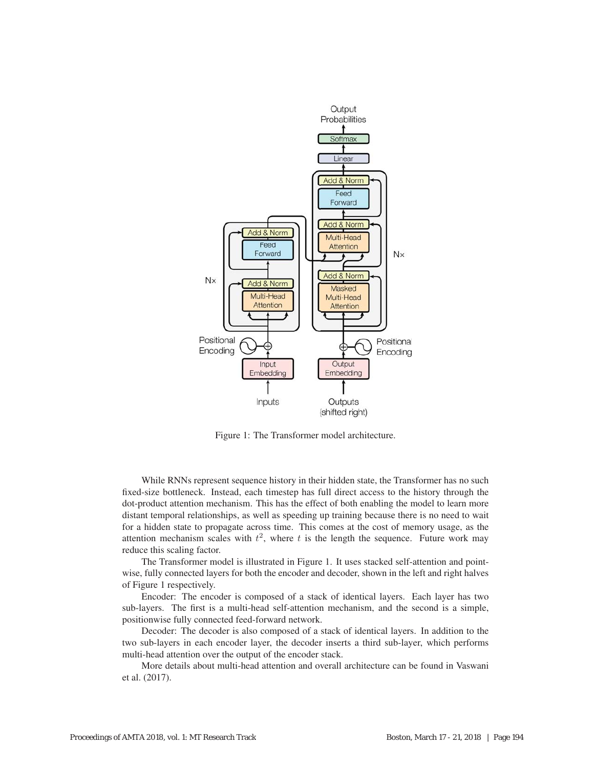Figure 1: The Transformer model architecture.

While RNNs represent sequence history in their hidden state, the Transformer has no such fixed-size bottleneck. Instead, each timestep has full direct access to the history through the dot-product attention mechanism. This has the effect of both enabling the model to learn more distant temporal relationships, as well as speeding up training because there is no need to wait for a hidden state to propagate across time. This comes at the cost of memory usage, as the attention mechanism scales with $t^2$, where $t$ is the length the sequence. Future work may reduce this scaling factor.

The Transformer model is illustrated in Figure 1. It uses stacked self-attention and point-wise, fully connected layers for both the encoder and decoder, shown in the left and right halves of Figure 1 respectively.

Encoder: The encoder is composed of a stack of identical layers. Each layer has two sub-layers. The first is a multi-head self-attention mechanism, and the second is a simple, positionwise fully connected feed-forward network.

Decoder: The decoder is also composed of a stack of identical layers. In addition to the two sub-layers in each encoder layer, the decoder inserts a third sub-layer, which performs multi-head attention over the output of the encoder stack.

More details about multi-head attention and overall architecture can be found in Vaswani et al. (2017).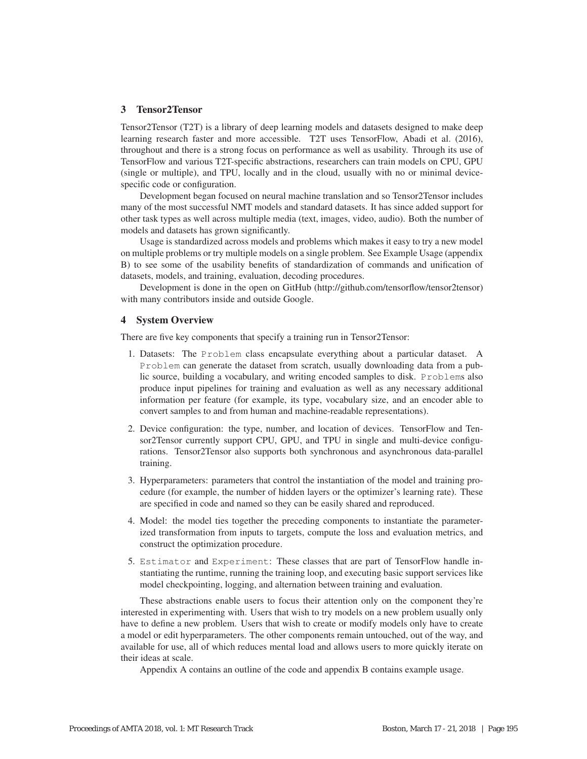## 3 Tensor2Tensor

Tensor2Tensor (T2T) is a library of deep learning models and datasets designed to make deep learning research faster and more accessible. T2T uses TensorFlow, Abadi et al. (2016), throughout and there is a strong focus on performance as well as usability. Through its use of TensorFlow and various T2T-specific abstractions, researchers can train models on CPU, GPU (single or multiple), and TPU, locally and in the cloud, usually with no or minimal device-specific code or configuration.

Development began focused on neural machine translation and so Tensor2Tensor includes many of the most successful NMT models and standard datasets. It has since added support for other task types as well across multiple media (text, images, video, audio). Both the number of models and datasets has grown significantly.

Usage is standardized across models and problems which makes it easy to try a new model on multiple problems or try multiple models on a single problem. See Example Usage (appendix B) to see some of the usability benefits of standardization of commands and unification of datasets, models, and training, evaluation, decoding procedures.

Development is done in the open on GitHub (http://github.com/tensorflow/tensor2tensor) with many contributors inside and outside Google.

## 4 System Overview

There are five key components that specify a training run in Tensor2Tensor:

1. Datasets: The `Problem` class encapsulate everything about a particular dataset. A `Problem` can generate the dataset from scratch, usually downloading data from a public source, building a vocabulary, and writing encoded samples to disk. `Problem`s also produce input pipelines for training and evaluation as well as any necessary additional information per feature (for example, its type, vocabulary size, and an encoder able to convert samples to and from human and machine-readable representations).

2. Device configuration: the type, number, and location of devices. TensorFlow and Tensor2Tensor currently support CPU, GPU, and TPU in single and multi-device configurations. Tensor2Tensor also supports both synchronous and asynchronous data-parallel training.

3. Hyperparameters: parameters that control the instantiation of the model and training procedure (for example, the number of hidden layers or the optimizer's learning rate). These are specified in code and named so they can be easily shared and reproduced.

4. Model: the model ties together the preceding components to instantiate the parameterized transformation from inputs to targets, compute the loss and evaluation metrics, and construct the optimization procedure.

5. `Estimator` and `Experiment`: These classes that are part of TensorFlow handle instantiating the runtime, running the training loop, and executing basic support services like model checkpointing, logging, and alternation between training and evaluation.

These abstractions enable users to focus their attention only on the component they're interested in experimenting with. Users that wish to try models on a new problem usually only have to define a new problem. Users that wish to create or modify models only have to create a model or edit hyperparameters. The other components remain untouched, out of the way, and available for use, all of which reduces mental load and allows users to more quickly iterate on their ideas at scale.

Appendix A contains an outline of the code and appendix B contains example usage.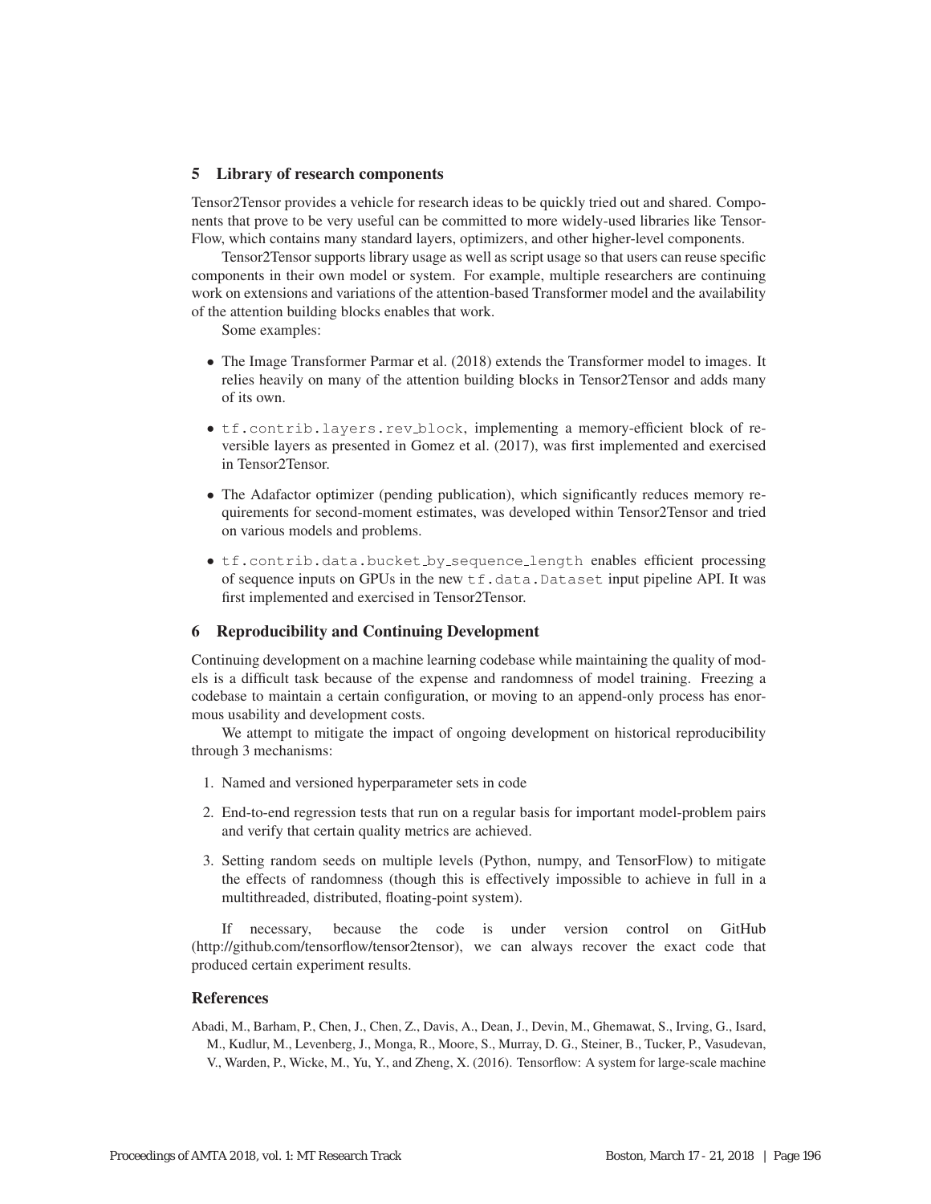## 5 Library of research components

Tensor2Tensor provides a vehicle for research ideas to be quickly tried out and shared. Components that prove to be very useful can be committed to more widely-used libraries like TensorFlow, which contains many standard layers, optimizers, and other higher-level components.

Tensor2Tensor supports library usage as well as script usage so that users can reuse specific components in their own model or system. For example, multiple researchers are continuing work on extensions and variations of the attention-based Transformer model and the availability of the attention building blocks enables that work.

Some examples:

- The Image Transformer Parmar et al. (2018) extends the Transformer model to images. It relies heavily on many of the attention building blocks in Tensor2Tensor and adds many of its own.
- `tf.contrib.layers.rev_block`, implementing a memory-efficient block of reversible layers as presented in Gomez et al. (2017), was first implemented and exercised in Tensor2Tensor.
- The Adafactor optimizer (pending publication), which significantly reduces memory requirements for second-moment estimates, was developed within Tensor2Tensor and tried on various models and problems.
- `tf.contrib.data.bucket_by_sequence_length` enables efficient processing of sequence inputs on GPUs in the new `tf.data.Dataset` input pipeline API. It was first implemented and exercised in Tensor2Tensor.

## 6 Reproducibility and Continuing Development

Continuing development on a machine learning codebase while maintaining the quality of models is a difficult task because of the expense and randomness of model training. Freezing a codebase to maintain a certain configuration, or moving to an append-only process has enormous usability and development costs.

We attempt to mitigate the impact of ongoing development on historical reproducibility through 3 mechanisms:

1. Named and versioned hyperparameter sets in code
2. End-to-end regression tests that run on a regular basis for important model-problem pairs and verify that certain quality metrics are achieved.
3. Setting random seeds on multiple levels (Python, numpy, and TensorFlow) to mitigate the effects of randomness (though this is effectively impossible to achieve in full in a multithreaded, distributed, floating-point system).

If necessary, because the code is under version control on GitHub (http://github.com/tensorflow/tensor2tensor), we can always recover the exact code that produced certain experiment results.

## References

Abadi, M., Barham, P., Chen, J., Chen, Z., Davis, A., Dean, J., Devin, M., Ghemawat, S., Irving, G., Isard, M., Kudlur, M., Levenberg, J., Monga, R., Moore, S., Murray, D. G., Steiner, B., Tucker, P., Vasudevan, V., Warden, P., Wicke, M., Yu, Y., and Zheng, X. (2016). Tensorflow: A system for large-scale machine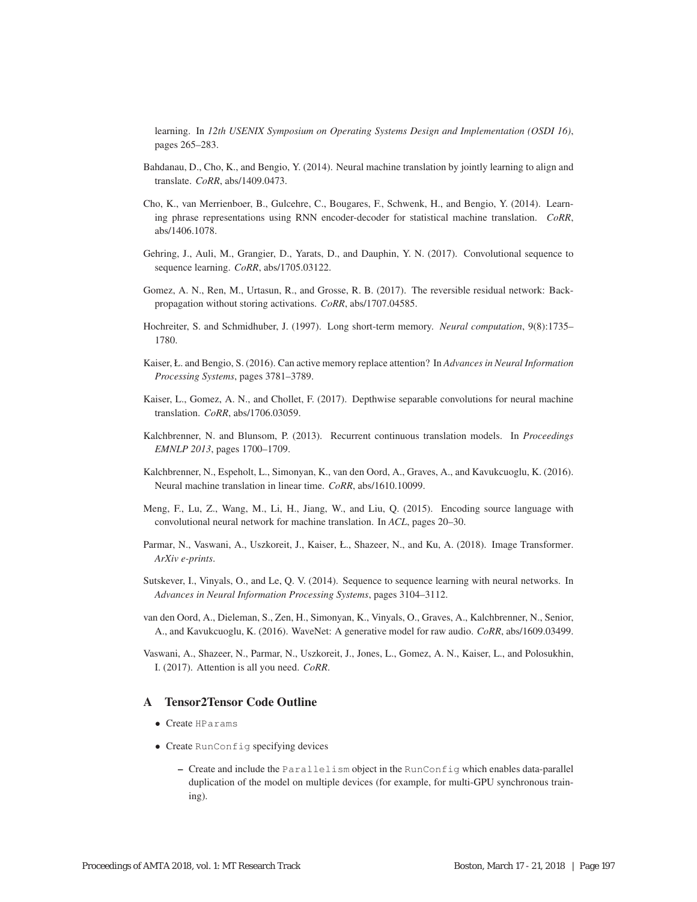learning. In *12th USENIX Symposium on Operating Systems Design and Implementation (OSDI 16)*, pages 265–283.

Bahdanau, D., Cho, K., and Bengio, Y. (2014). Neural machine translation by jointly learning to align and translate. *CoRR*, abs/1409.0473.

Cho, K., van Merrienboer, B., Gulcehre, C., Bougares, F., Schwenk, H., and Bengio, Y. (2014). Learning phrase representations using RNN encoder-decoder for statistical machine translation. *CoRR*, abs/1406.1078.

Gehring, J., Auli, M., Grangier, D., Yarats, D., and Dauphin, Y. N. (2017). Convolutional sequence to sequence learning. *CoRR*, abs/1705.03122.

Gomez, A. N., Ren, M., Urtasun, R., and Grosse, R. B. (2017). The reversible residual network: Backpropagation without storing activations. *CoRR*, abs/1707.04585.

Hochreiter, S. and Schmidhuber, J. (1997). Long short-term memory. *Neural computation*, 9(8):1735–1780.

Kaiser, Ł. and Bengio, S. (2016). Can active memory replace attention? In *Advances in Neural Information Processing Systems*, pages 3781–3789.

Kaiser, L., Gomez, A. N., and Chollet, F. (2017). Depthwise separable convolutions for neural machine translation. *CoRR*, abs/1706.03059.

Kalchbrenner, N. and Blunsom, P. (2013). Recurrent continuous translation models. In *Proceedings EMNLP 2013*, pages 1700–1709.

Kalchbrenner, N., Espeholt, L., Simonyan, K., van den Oord, A., Graves, A., and Kavukcuoglu, K. (2016). Neural machine translation in linear time. *CoRR*, abs/1610.10099.

Meng, F., Lu, Z., Wang, M., Li, H., Jiang, W., and Liu, Q. (2015). Encoding source language with convolutional neural network for machine translation. In *ACL*, pages 20–30.

Parmar, N., Vaswani, A., Uszkoreit, J., Kaiser, Ł., Shazeer, N., and Ku, A. (2018). Image Transformer. *ArXiv e-prints*.

Sutskever, I., Vinyals, O., and Le, Q. V. (2014). Sequence to sequence learning with neural networks. In *Advances in Neural Information Processing Systems*, pages 3104–3112.

van den Oord, A., Dieleman, S., Zen, H., Simonyan, K., Vinyals, O., Graves, A., Kalchbrenner, N., Senior, A., and Kavukcuoglu, K. (2016). WaveNet: A generative model for raw audio. *CoRR*, abs/1609.03499.

Vaswani, A., Shazeer, N., Parmar, N., Uszkoreit, J., Jones, L., Gomez, A. N., Kaiser, L., and Polosukhin, I. (2017). Attention is all you need. *CoRR*.

## A Tensor2Tensor Code Outline

- Create `HParams`
- Create `RunConfig` specifying devices
  - Create and include the `Parallelism` object in the `RunConfig` which enables data-parallel duplication of the model on multiple devices (for example, for multi-GPU synchronous training).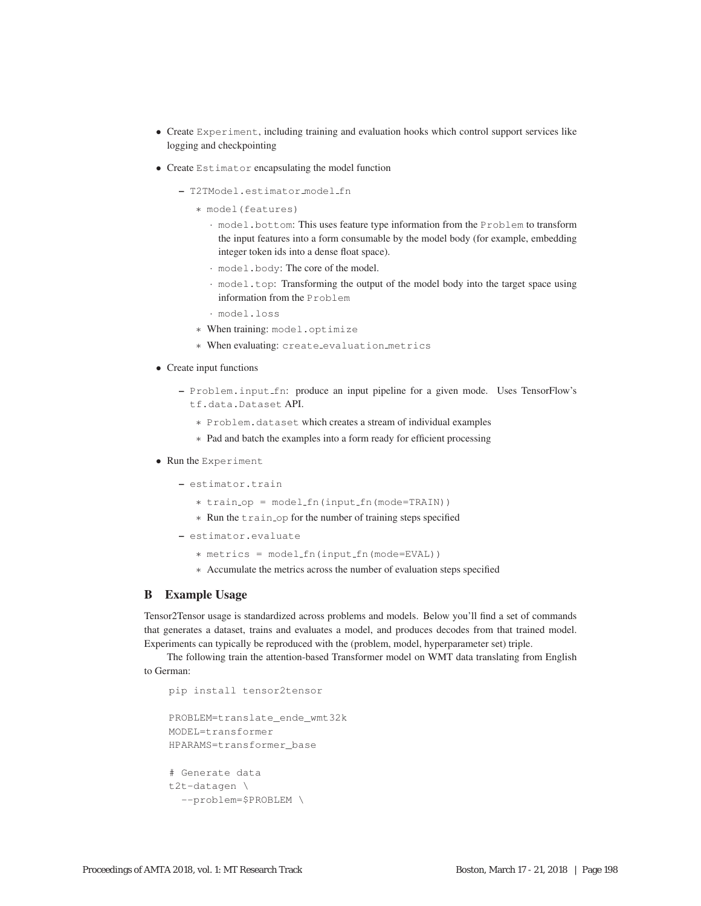- Create `Experiment`, including training and evaluation hooks which control support services like logging and checkpointing
- Create `Estimator` encapsulating the model function
  - `T2TModel.estimator_model_fn`
    - `model(features)`
      - `model.bottom`: This uses feature type information from the `Problem` to transform the input features into a form consumable by the model body (for example, embedding integer token ids into a dense float space).
      - `model.body`: The core of the model.
      - `model.top`: Transforming the output of the model body into the target space using information from the `Problem`
      - `model.loss`
    - When training: `model.optimize`
    - When evaluating: `create_evaluation_metrics`
- Create input functions
  - `Problem.input_fn`: produce an input pipeline for a given mode. Uses TensorFlow's `tf.data.Dataset` API.
    - `Problem.dataset` which creates a stream of individual examples
    - Pad and batch the examples into a form ready for efficient processing
- Run the `Experiment`
  - `estimator.train`
    - `train_op = model_fn(input_fn(mode=TRAIN))`
    - Run the `train_op` for the number of training steps specified
  - `estimator.evaluate`
    - `metrics = model_fn(input_fn(mode=EVAL))`
    - Accumulate the metrics across the number of evaluation steps specified

## B Example Usage

Tensor2Tensor usage is standardized across problems and models. Below you'll find a set of commands that generates a dataset, trains and evaluates a model, and produces decodes from that trained model. Experiments can typically be reproduced with the (problem, model, hyperparameter set) triple.

The following train the attention-based Transformer model on WMT data translating from English to German:

```
pip install tensor2tensor

PROBLEM=translate_ende_wmt32k
MODEL=transformer
HPARAMS=transformer_base

# Generate data
t2t-datagen \
  --problem=$PROBLEM \
```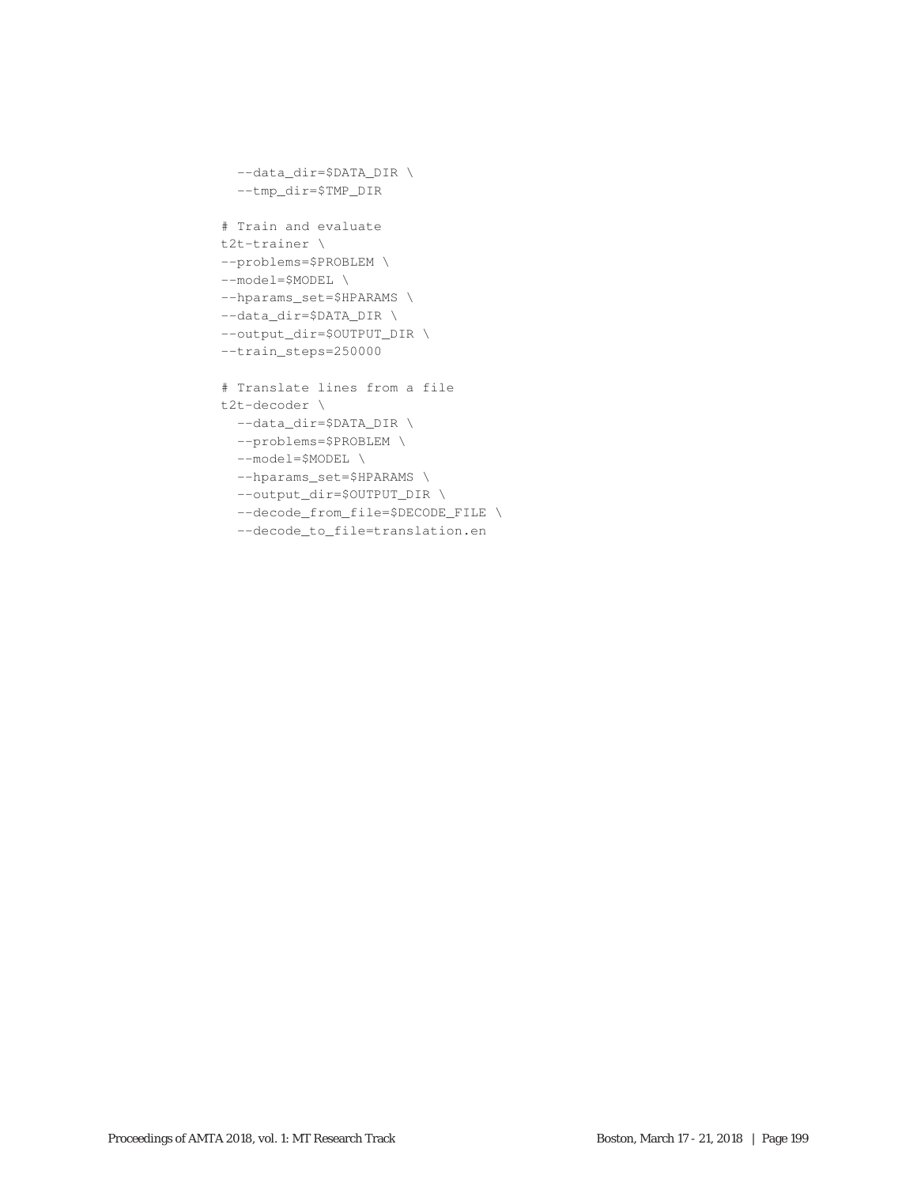```
  --data_dir=$DATA_DIR \
  --tmp_dir=$TMP_DIR

# Train and evaluate
t2t-trainer \
--problems=$PROBLEM \
--model=$MODEL \
--hparams_set=$HPARAMS \
--data_dir=$DATA_DIR \
--output_dir=$OUTPUT_DIR \
--train_steps=250000

# Translate lines from a file
t2t-decoder \
  --data_dir=$DATA_DIR \
  --problems=$PROBLEM \
  --model=$MODEL \
  --hparams_set=$HPARAMS \
  --output_dir=$OUTPUT_DIR \
  --decode_from_file=$DECODE_FILE \
  --decode_to_file=translation.en
```